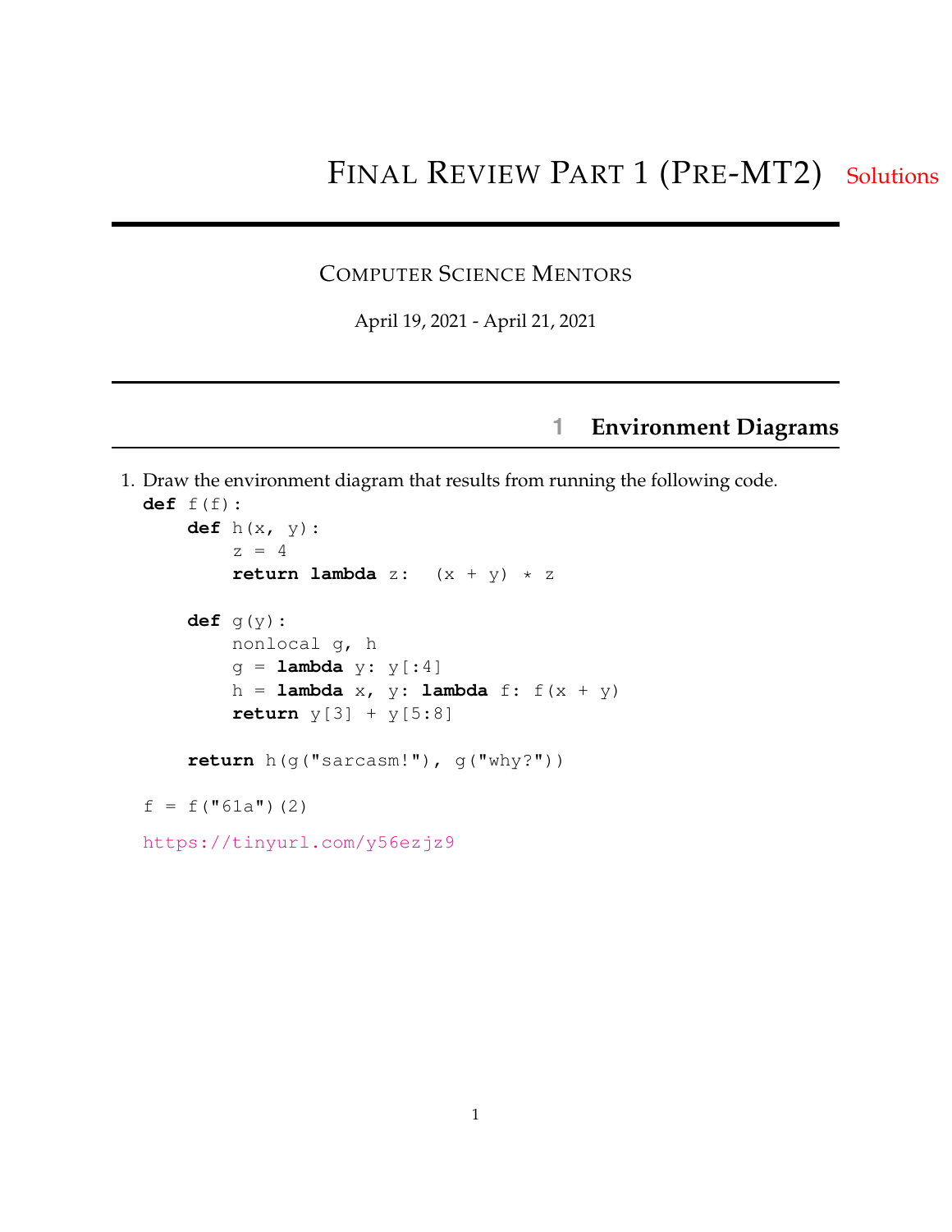# Final Review Part 1 (Pre-MT2) Solutions

Computer Science Mentors

April 19, 2021 - April 21, 2021

## 1 Environment Diagrams

1. Draw the environment diagram that results from running the following code.

```
def f(f):
    def h(x, y):
        z = 4
        return lambda z:  (x + y) * z

    def g(y):
        nonlocal g, h
        g = lambda y: y[:4]
        h = lambda x, y: lambda f: f(x + y)
        return y[3] + y[5:8]

    return h(g("sarcasm!"), g("why?"))

f = f("61a")(2)
```

https://tinyurl.com/y56ezjz9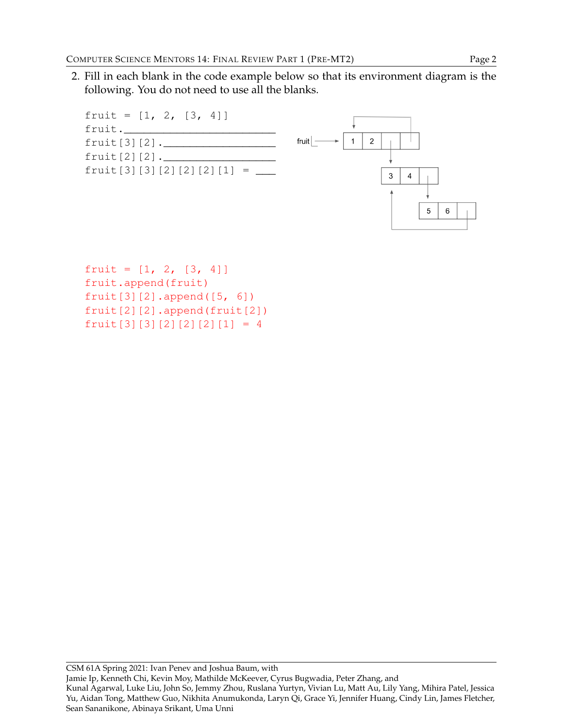2. Fill in each blank in the code example below so that its environment diagram is the following. You do not need to use all the blanks.

```
fruit = [1, 2, [3, 4]]
fruit.___________________________
fruit[3][2].____________________
fruit[2][2].____________________
fruit[3][3][2][2][2][1] = ____
```

fruit

1
2
3
4
5
6

```
fruit = [1, 2, [3, 4]]
fruit.append(fruit)
fruit[3][2].append([5, 6])
fruit[2][2].append(fruit[2])
fruit[3][3][2][2][2][1] = 4
```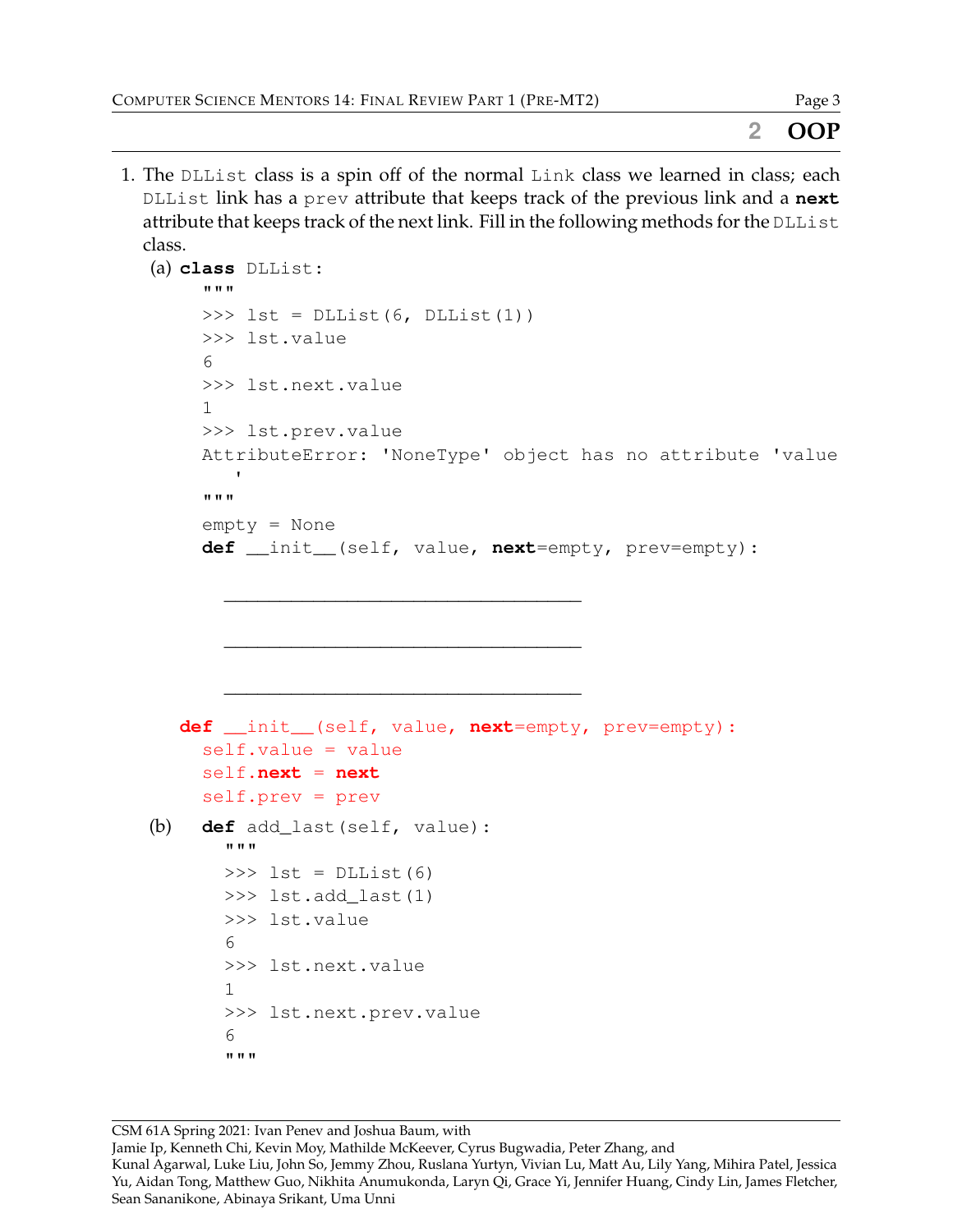## 2 OOP

1. The `DLList` class is a spin off of the normal `Link` class we learned in class; each `DLList` link has a `prev` attribute that keeps track of the previous link and a **`next`** attribute that keeps track of the next link. Fill in the following methods for the `DLList` class.

(a)
```
class DLList:
    """
    >>> lst = DLList(6, DLList(1))
    >>> lst.value
    6
    >>> lst.next.value
    1
    >>> lst.prev.value
    AttributeError: 'NoneType' object has no attribute 'value
        '
    """
    empty = None
    def __init__(self, value, next=empty, prev=empty):

        ________________________________

        ________________________________

        ________________________________
```

```
def __init__(self, value, next=empty, prev=empty):
    self.value = value
    self.next = next
    self.prev = prev
```

(b)
```
def add_last(self, value):
    """
    >>> lst = DLList(6)
    >>> lst.add_last(1)
    >>> lst.value
    6
    >>> lst.next.value
    1
    >>> lst.next.prev.value
    6
    """
```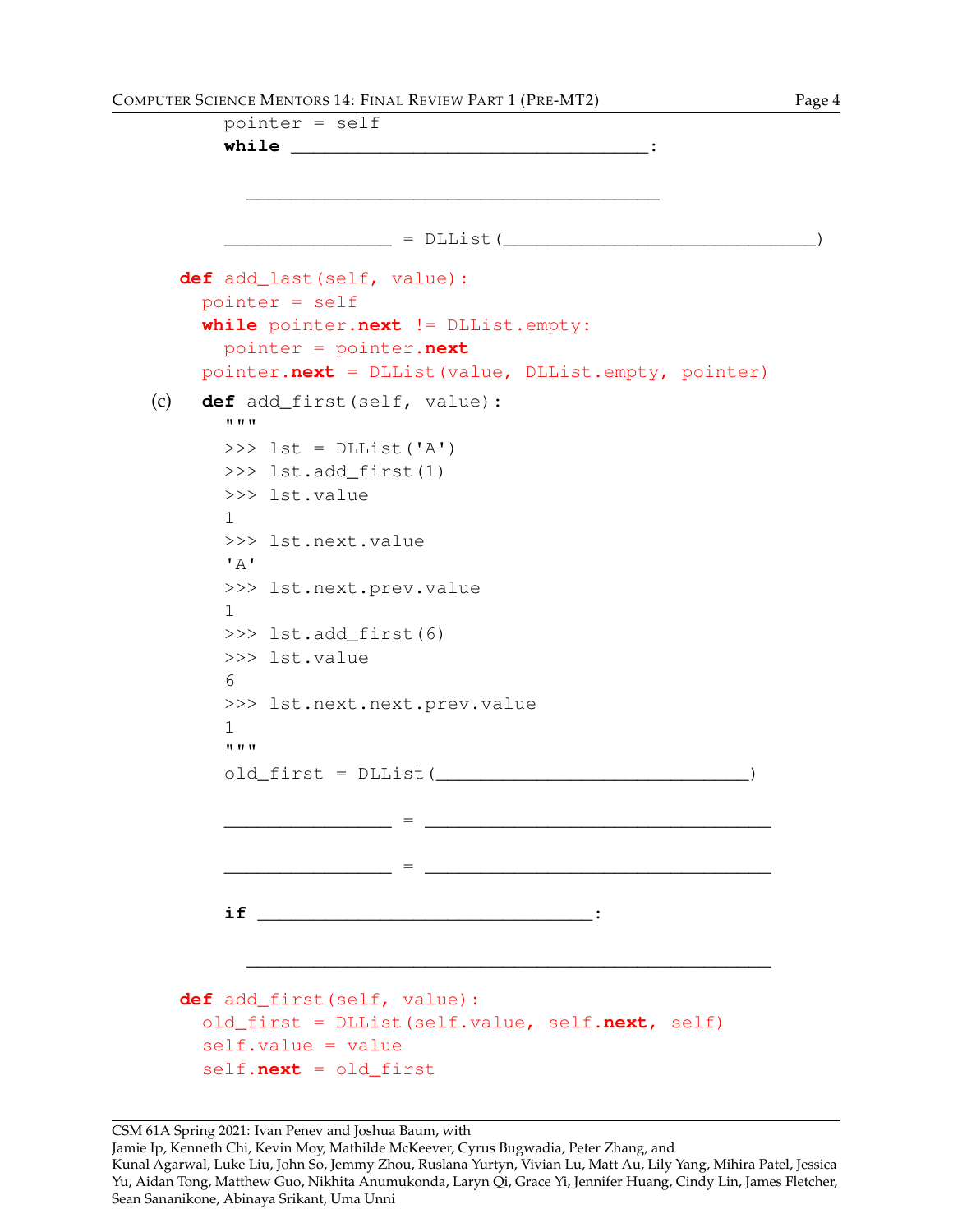```
    pointer = self
    while ________________________________:

        ________________________________________

    ________________ = DLList(______________________________)
```

```
def add_last(self, value):
    pointer = self
    while pointer.next != DLList.empty:
        pointer = pointer.next
    pointer.next = DLList(value, DLList.empty, pointer)
```

(c)

```
def add_first(self, value):
    """
    >>> lst = DLList('A')
    >>> lst.add_first(1)
    >>> lst.value
    1
    >>> lst.next.value
    'A'
    >>> lst.next.prev.value
    1
    >>> lst.add_first(6)
    >>> lst.value
    6
    >>> lst.next.next.prev.value
    1
    """
    old_first = DLList(______________________________)

    ________________ = ________________________________

    ________________ = ________________________________

    if ________________________________:

        ________________________________________________
```

```
def add_first(self, value):
    old_first = DLList(self.value, self.next, self)
    self.value = value
    self.next = old_first
```

CSM 61A Spring 2021: Ivan Penev and Joshua Baum, with
Jamie Ip, Kenneth Chi, Kevin Moy, Mathilde McKeever, Cyrus Bugwadia, Peter Zhang, and
Kunal Agarwal, Luke Liu, John So, Jemmy Zhou, Ruslana Yurtyn, Vivian Lu, Matt Au, Lily Yang, Mihira Patel, Jessica Yu, Aidan Tong, Matthew Guo, Nikhita Anumukonda, Laryn Qi, Grace Yi, Jennifer Huang, Cindy Lin, James Fletcher, Sean Sananikone, Abinaya Srikant, Uma Unni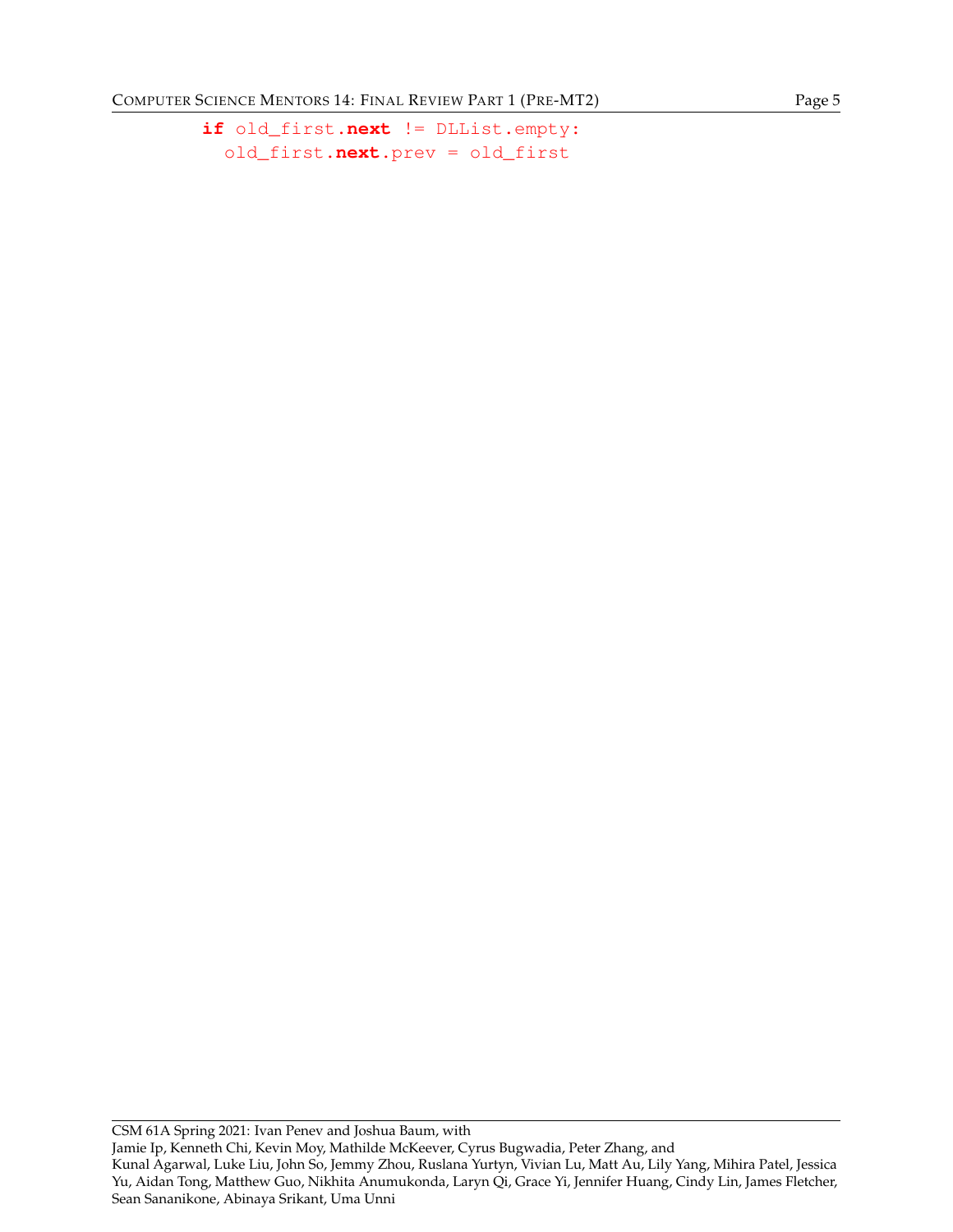```
        if old_first.next != DLList.empty:
            old_first.next.prev = old_first
```

CSM 61A Spring 2021: Ivan Penev and Joshua Baum, with
Jamie Ip, Kenneth Chi, Kevin Moy, Mathilde McKeever, Cyrus Bugwadia, Peter Zhang, and
Kunal Agarwal, Luke Liu, John So, Jemmy Zhou, Ruslana Yurtyn, Vivian Lu, Matt Au, Lily Yang, Mihira Patel, Jessica Yu, Aidan Tong, Matthew Guo, Nikhita Anumukonda, Laryn Qi, Grace Yi, Jennifer Huang, Cindy Lin, James Fletcher, Sean Sananikone, Abinaya Srikant, Uma Unni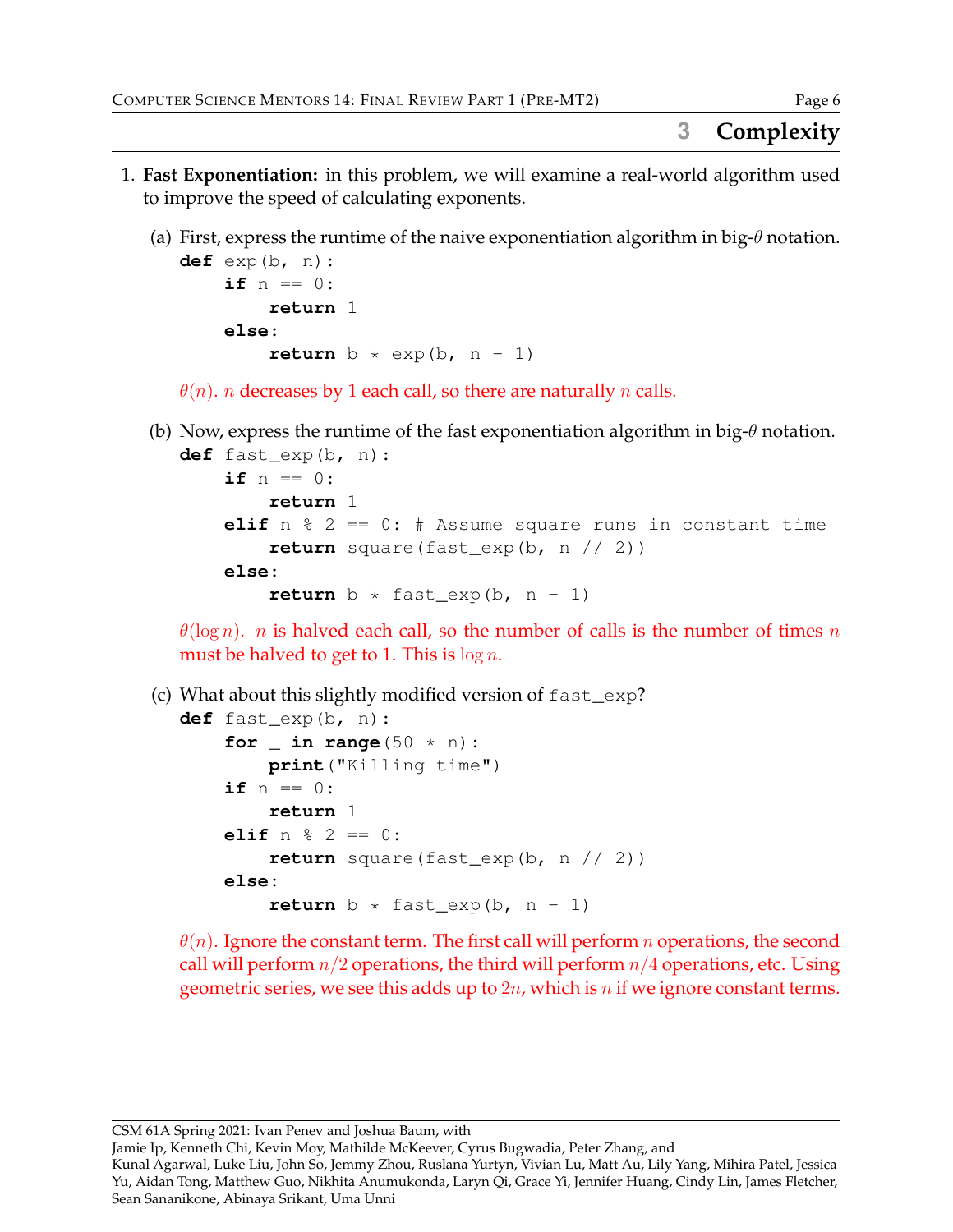## 3 Complexity

1. **Fast Exponentiation:** in this problem, we will examine a real-world algorithm used to improve the speed of calculating exponents.

   (a) First, express the runtime of the naive exponentiation algorithm in big-$\theta$ notation.

   ```
   def exp(b, n):
       if n == 0:
           return 1
       else:
           return b * exp(b, n - 1)
   ```

   $\theta(n)$. $n$ decreases by 1 each call, so there are naturally $n$ calls.

   (b) Now, express the runtime of the fast exponentiation algorithm in big-$\theta$ notation.

   ```
   def fast_exp(b, n):
       if n == 0:
           return 1
       elif n % 2 == 0: # Assume square runs in constant time
           return square(fast_exp(b, n // 2))
       else:
           return b * fast_exp(b, n - 1)
   ```

   $\theta(\log n)$. $n$ is halved each call, so the number of calls is the number of times $n$ must be halved to get to 1. This is $\log n$.

   (c) What about this slightly modified version of `fast_exp`?

   ```
   def fast_exp(b, n):
       for _ in range(50 * n):
           print("Killing time")
       if n == 0:
           return 1
       elif n % 2 == 0:
           return square(fast_exp(b, n // 2))
       else:
           return b * fast_exp(b, n - 1)
   ```

   $\theta(n)$. Ignore the constant term. The first call will perform $n$ operations, the second call will perform $n/2$ operations, the third will perform $n/4$ operations, etc. Using geometric series, we see this adds up to $2n$, which is $n$ if we ignore constant terms.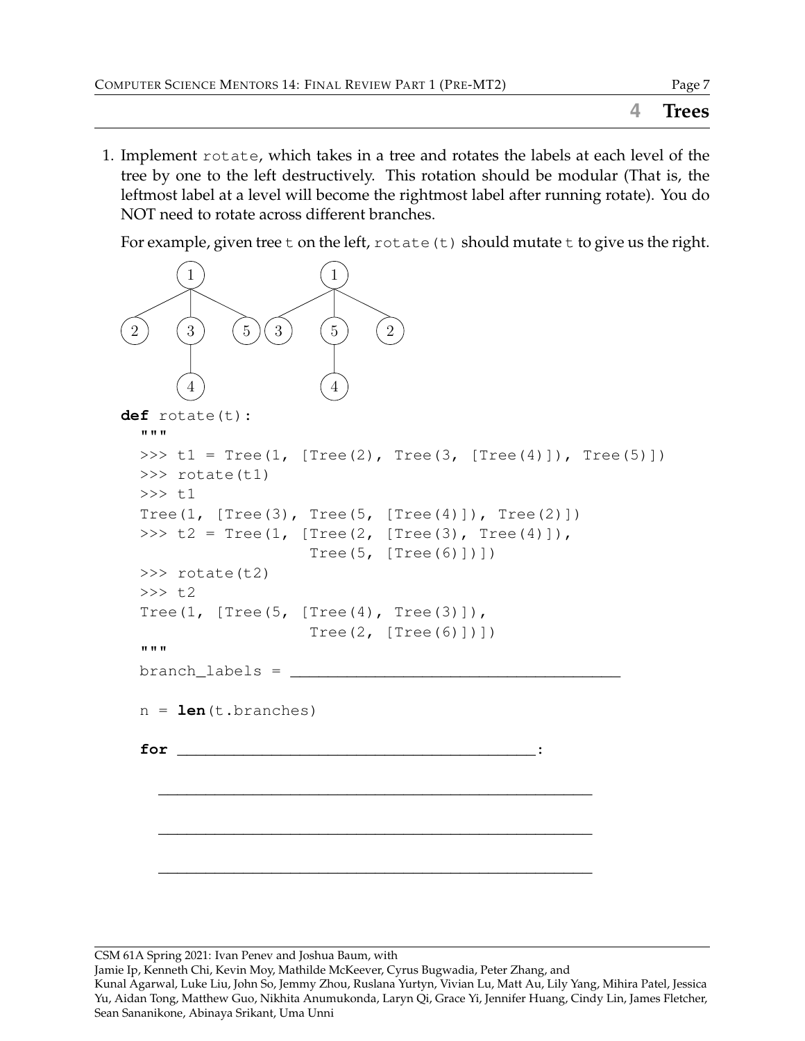## 4 Trees

1. Implement `rotate`, which takes in a tree and rotates the labels at each level of the tree by one to the left destructively. This rotation should be modular (That is, the leftmost label at a level will become the rightmost label after running rotate). You do NOT need to rotate across different branches.

   For example, given tree `t` on the left, `rotate(t)` should mutate `t` to give us the right.

```
def rotate(t):
    """
    >>> t1 = Tree(1, [Tree(2), Tree(3, [Tree(4)]), Tree(5)])
    >>> rotate(t1)
    >>> t1
    Tree(1, [Tree(3), Tree(5, [Tree(4)]), Tree(2)])
    >>> t2 = Tree(1, [Tree(2, [Tree(3), Tree(4)]),
                      Tree(5, [Tree(6)])])
    >>> rotate(t2)
    >>> t2
    Tree(1, [Tree(5, [Tree(4), Tree(3)]),
                      Tree(2, [Tree(6)])])
    """
    branch_labels = ____________________________________

    n = len(t.branches)

    for ________________________________________:

        ______________________________________________

        ______________________________________________

        ______________________________________________
```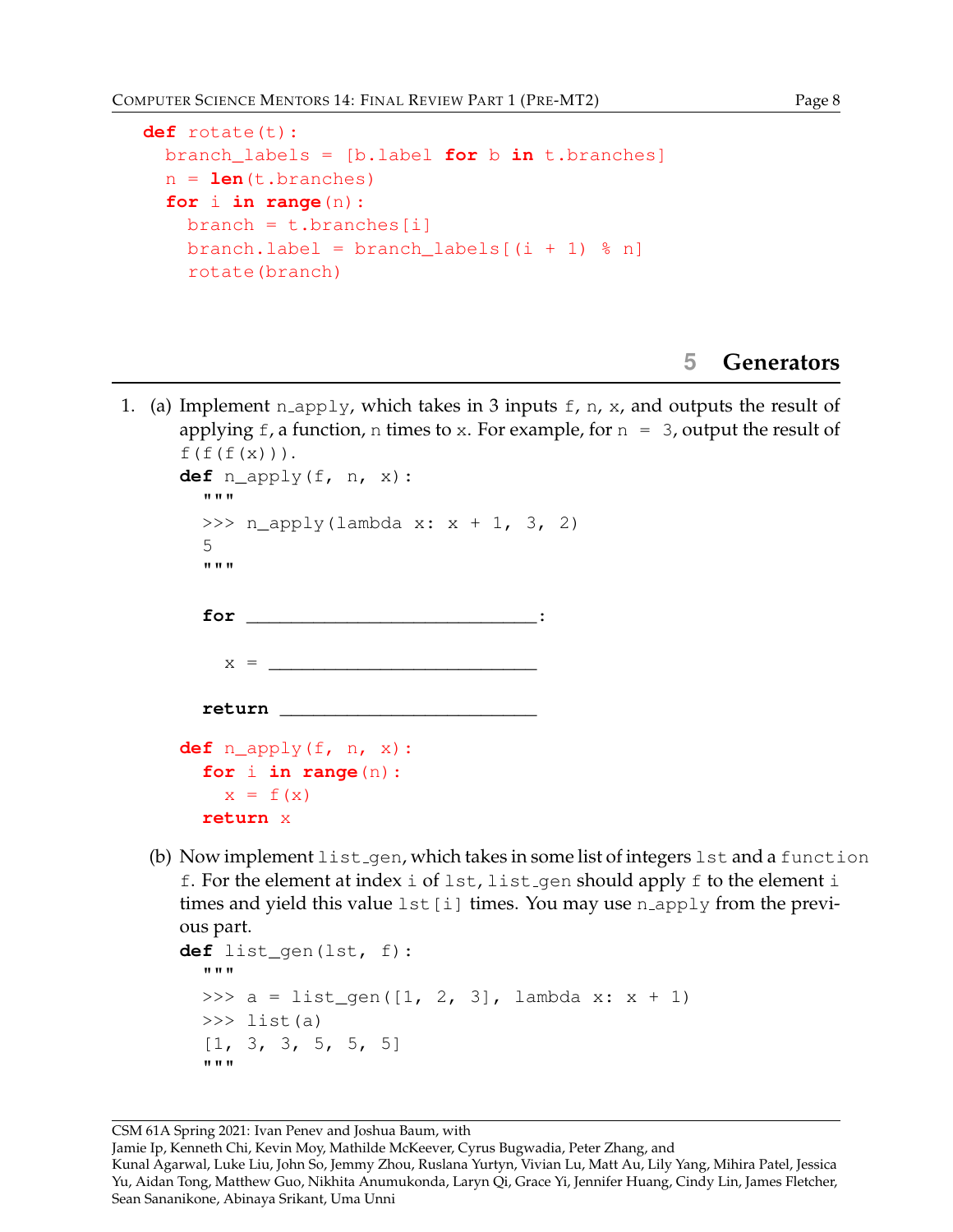```
def rotate(t):
  branch_labels = [b.label for b in t.branches]
  n = len(t.branches)
  for i in range(n):
    branch = t.branches[i]
    branch.label = branch_labels[(i + 1) % n]
    rotate(branch)
```

## 5 Generators

1. (a) Implement `n_apply`, which takes in 3 inputs `f`, `n`, `x`, and outputs the result of applying `f`, a function, `n` times to `x`. For example, for `n = 3`, output the result of `f(f(f(x)))`.

```
def n_apply(f, n, x):
  """
  >>> n_apply(lambda x: x + 1, 3, 2)
  5
  """

  for ____________________________:

    x = ____________________________

  return ____________________________
```

```
def n_apply(f, n, x):
  for i in range(n):
    x = f(x)
  return x
```

(b) Now implement `list_gen`, which takes in some list of integers `lst` and a `function f`. For the element at index `i` of `lst`, `list_gen` should apply `f` to the element `i` times and yield this value `lst[i]` times. You may use `n_apply` from the previous part.

```
def list_gen(lst, f):
  """
  >>> a = list_gen([1, 2, 3], lambda x: x + 1)
  >>> list(a)
  [1, 3, 3, 5, 5, 5]
  """
```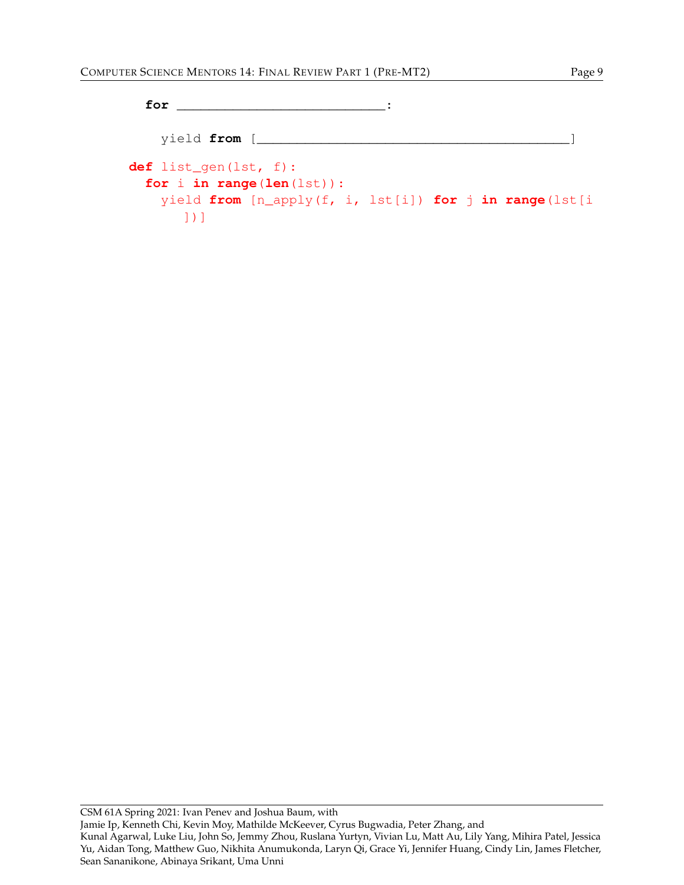```
    for ____________________________:

        yield from [_________________________________________]

def list_gen(lst, f):
    for i in range(len(lst)):
        yield from [n_apply(f, i, lst[i]) for j in range(lst[i])]
```

CSM 61A Spring 2021: Ivan Penev and Joshua Baum, with
Jamie Ip, Kenneth Chi, Kevin Moy, Mathilde McKeever, Cyrus Bugwadia, Peter Zhang, and
Kunal Agarwal, Luke Liu, John So, Jemmy Zhou, Ruslana Yurtyn, Vivian Lu, Matt Au, Lily Yang, Mihira Patel, Jessica Yu, Aidan Tong, Matthew Guo, Nikhita Anumukonda, Laryn Qi, Grace Yi, Jennifer Huang, Cindy Lin, James Fletcher, Sean Sananikone, Abinaya Srikant, Uma Unni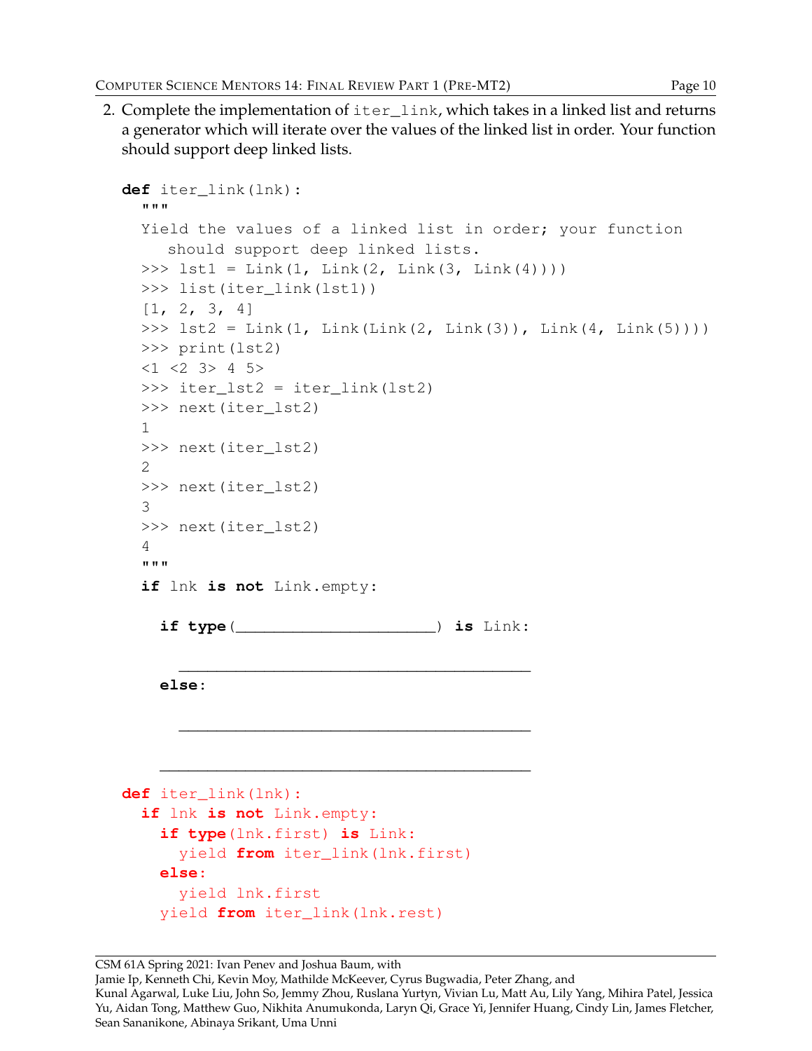2. Complete the implementation of `iter_link`, which takes in a linked list and returns a generator which will iterate over the values of the linked list in order. Your function should support deep linked lists.

```
def iter_link(lnk):
    """
    Yield the values of a linked list in order; your function
       should support deep linked lists.
    >>> lst1 = Link(1, Link(2, Link(3, Link(4))))
    >>> list(iter_link(lst1))
    [1, 2, 3, 4]
    >>> lst2 = Link(1, Link(Link(2, Link(3)), Link(4, Link(5))))
    >>> print(lst2)
    <1 <2 3> 4 5>
    >>> iter_lst2 = iter_link(lst2)
    >>> next(iter_lst2)
    1
    >>> next(iter_lst2)
    2
    >>> next(iter_lst2)
    3
    >>> next(iter_lst2)
    4
    """
    if lnk is not Link.empty:

        if type(______________________) is Link:

            ________________________________________
        else:

            ________________________________________

        ________________________________________
```

```
def iter_link(lnk):
    if lnk is not Link.empty:
        if type(lnk.first) is Link:
            yield from iter_link(lnk.first)
        else:
            yield lnk.first
        yield from iter_link(lnk.rest)
```

CSM 61A Spring 2021: Ivan Penev and Joshua Baum, with
Jamie Ip, Kenneth Chi, Kevin Moy, Mathilde McKeever, Cyrus Bugwadia, Peter Zhang, and
Kunal Agarwal, Luke Liu, John So, Jemmy Zhou, Ruslana Yurtyn, Vivian Lu, Matt Au, Lily Yang, Mihira Patel, Jessica Yu, Aidan Tong, Matthew Guo, Nikhita Anumukonda, Laryn Qi, Grace Yi, Jennifer Huang, Cindy Lin, James Fletcher, Sean Sananikone, Abinaya Srikant, Uma Unni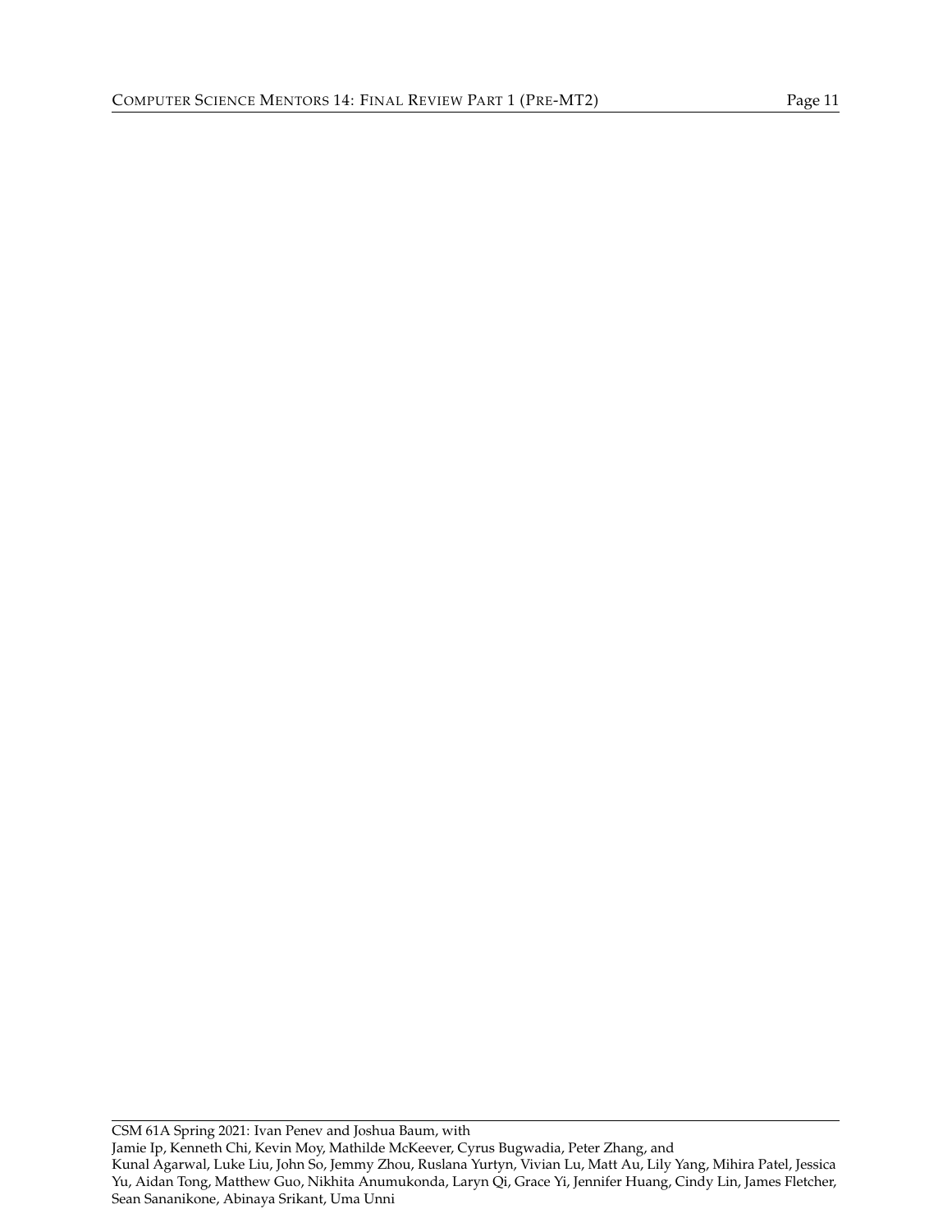CSM 61A Spring 2021: Ivan Penev and Joshua Baum, with
Jamie Ip, Kenneth Chi, Kevin Moy, Mathilde McKeever, Cyrus Bugwadia, Peter Zhang, and
Kunal Agarwal, Luke Liu, John So, Jemmy Zhou, Ruslana Yurtyn, Vivian Lu, Matt Au, Lily Yang, Mihira Patel, Jessica Yu, Aidan Tong, Matthew Guo, Nikhita Anumukonda, Laryn Qi, Grace Yi, Jennifer Huang, Cindy Lin, James Fletcher, Sean Sananikone, Abinaya Srikant, Uma Unni